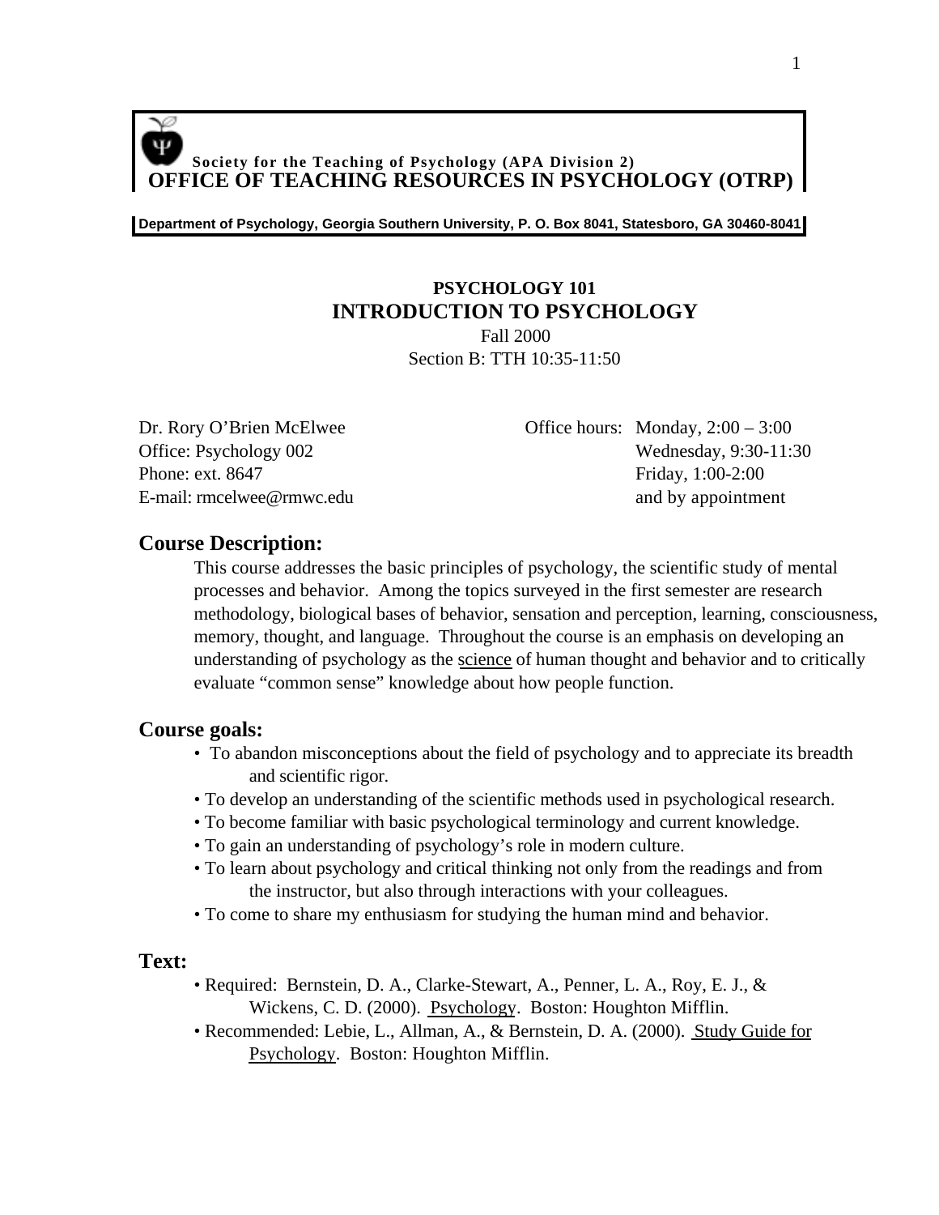Society for the Teaching of Psychology (APA Division 2)

**OFFICE OF TEACHING RESOURCES IN PSYCHOLOGY (OTRP)**

**Department of Psychology, Georgia Southern University, P. O. Box 8041, Statesboro, GA 30460-8041**

# PSYCHOLOGY 101
# INTRODUCTION TO PSYCHOLOGY

Fall 2000

Section B: TTH 10:35-11:50

Dr. Rory O'Brien McElwee
Office: Psychology 002
Phone: ext. 8647
E-mail: rmcelwee@rmwc.edu

Office hours: Monday, 2:00 – 3:00
Wednesday, 9:30-11:30
Friday, 1:00-2:00
and by appointment

## Course Description:

This course addresses the basic principles of psychology, the scientific study of mental processes and behavior. Among the topics surveyed in the first semester are research methodology, biological bases of behavior, sensation and perception, learning, consciousness, memory, thought, and language. Throughout the course is an emphasis on developing an understanding of psychology as the science of human thought and behavior and to critically evaluate "common sense" knowledge about how people function.

## Course goals:

- To abandon misconceptions about the field of psychology and to appreciate its breadth and scientific rigor.
- To develop an understanding of the scientific methods used in psychological research.
- To become familiar with basic psychological terminology and current knowledge.
- To gain an understanding of psychology's role in modern culture.
- To learn about psychology and critical thinking not only from the readings and from the instructor, but also through interactions with your colleagues.
- To come to share my enthusiasm for studying the human mind and behavior.

## Text:

- Required: Bernstein, D. A., Clarke-Stewart, A., Penner, L. A., Roy, E. J., & Wickens, C. D. (2000). Psychology. Boston: Houghton Mifflin.
- Recommended: Lebie, L., Allman, A., & Bernstein, D. A. (2000). Study Guide for Psychology. Boston: Houghton Mifflin.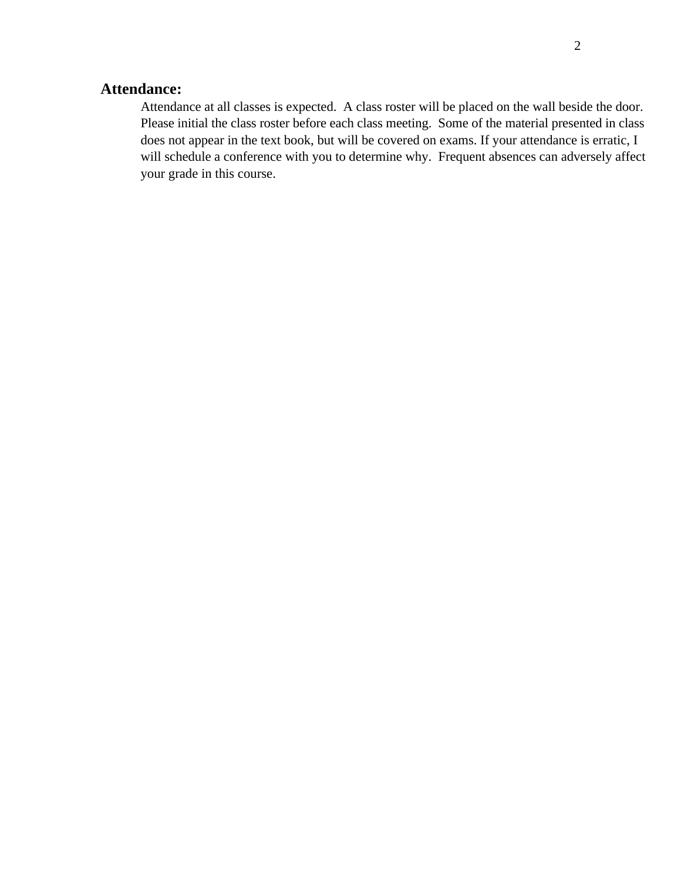## Attendance:

Attendance at all classes is expected.  A class roster will be placed on the wall beside the door. Please initial the class roster before each class meeting.  Some of the material presented in class does not appear in the text book, but will be covered on exams. If your attendance is erratic, I will schedule a conference with you to determine why.  Frequent absences can adversely affect your grade in this course.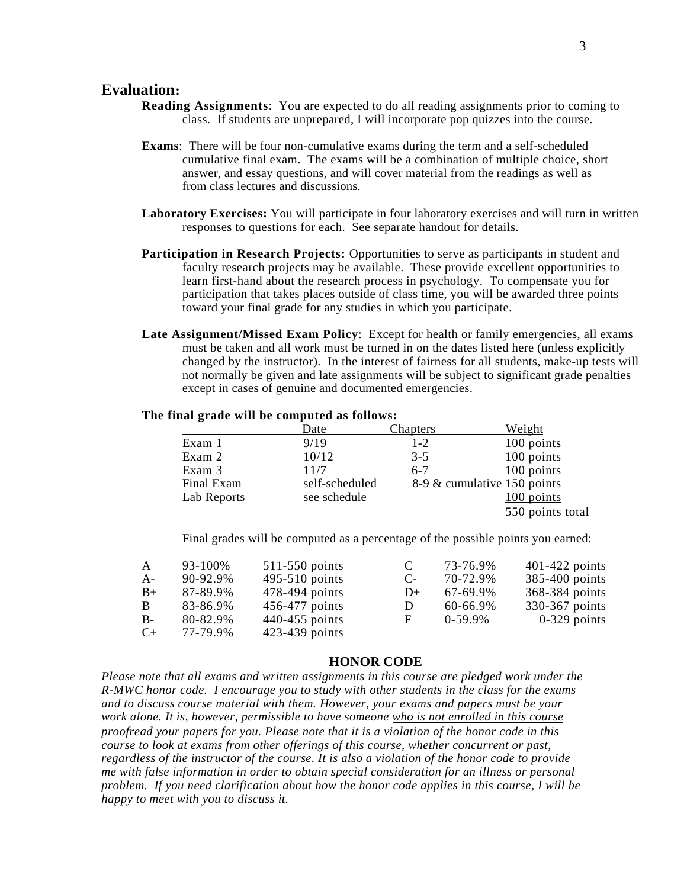## Evaluation:

**Reading Assignments**: You are expected to do all reading assignments prior to coming to class. If students are unprepared, I will incorporate pop quizzes into the course.

**Exams**: There will be four non-cumulative exams during the term and a self-scheduled cumulative final exam. The exams will be a combination of multiple choice, short answer, and essay questions, and will cover material from the readings as well as from class lectures and discussions.

**Laboratory Exercises:** You will participate in four laboratory exercises and will turn in written responses to questions for each. See separate handout for details.

**Participation in Research Projects:** Opportunities to serve as participants in student and faculty research projects may be available. These provide excellent opportunities to learn first-hand about the research process in psychology. To compensate you for participation that takes places outside of class time, you will be awarded three points toward your final grade for any studies in which you participate.

**Late Assignment/Missed Exam Policy**: Except for health or family emergencies, all exams must be taken and all work must be turned in on the dates listed here (unless explicitly changed by the instructor). In the interest of fairness for all students, make-up tests will not normally be given and late assignments will be subject to significant grade penalties except in cases of genuine and documented emergencies.

**The final grade will be computed as follows:**

| | Date | Chapters | Weight |
|---|---|---|---|
| Exam 1 | 9/19 | 1-2 | 100 points |
| Exam 2 | 10/12 | 3-5 | 100 points |
| Exam 3 | 11/7 | 6-7 | 100 points |
| Final Exam | self-scheduled | 8-9 & cumulative | 150 points |
| Lab Reports | see schedule | | 100 points |
| | | | 550 points total |

Final grades will be computed as a percentage of the possible points you earned:

| | | | | | |
|---|---|---|---|---|---|
| A | 93-100% | 511-550 points | C | 73-76.9% | 401-422 points |
| A- | 90-92.9% | 495-510 points | C- | 70-72.9% | 385-400 points |
| B+ | 87-89.9% | 478-494 points | D+ | 67-69.9% | 368-384 points |
| B | 83-86.9% | 456-477 points | D | 60-66.9% | 330-367 points |
| B- | 80-82.9% | 440-455 points | F | 0-59.9% | 0-329 points |
| C+ | 77-79.9% | 423-439 points | | | |

## HONOR CODE

*Please note that all exams and written assignments in this course are pledged work under the R-MWC honor code. I encourage you to study with other students in the class for the exams and to discuss course material with them. However, your exams and papers must be your work alone. It is, however, permissible to have someone <u>who is not enrolled in this course</u> proofread your papers for you. Please note that it is a violation of the honor code in this course to look at exams from other offerings of this course, whether concurrent or past, regardless of the instructor of the course. It is also a violation of the honor code to provide me with false information in order to obtain special consideration for an illness or personal problem. If you need clarification about how the honor code applies in this course, I will be happy to meet with you to discuss it.*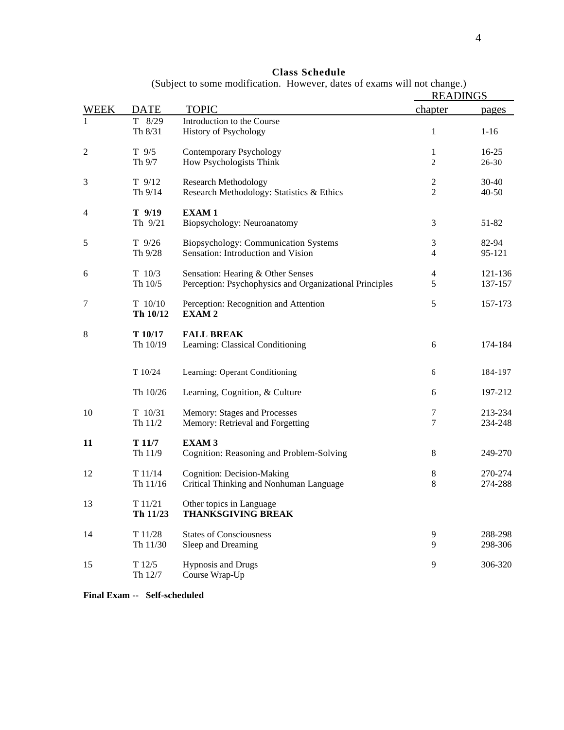## Class Schedule

(Subject to some modification. However, dates of exams will not change.)

| WEEK | DATE | TOPIC | READINGS chapter | READINGS pages |
|---|---|---|---|---|
| 1 | T 8/29 | Introduction to the Course | | |
| | Th 8/31 | History of Psychology | 1 | 1-16 |
| 2 | T 9/5 | Contemporary Psychology | 1 | 16-25 |
| | Th 9/7 | How Psychologists Think | 2 | 26-30 |
| 3 | T 9/12 | Research Methodology | 2 | 30-40 |
| | Th 9/14 | Research Methodology: Statistics & Ethics | 2 | 40-50 |
| 4 | **T 9/19** | **EXAM 1** | | |
| | Th 9/21 | Biopsychology: Neuroanatomy | 3 | 51-82 |
| 5 | T 9/26 | Biopsychology: Communication Systems | 3 | 82-94 |
| | Th 9/28 | Sensation: Introduction and Vision | 4 | 95-121 |
| 6 | T 10/3 | Sensation: Hearing & Other Senses | 4 | 121-136 |
| | Th 10/5 | Perception: Psychophysics and Organizational Principles | 5 | 137-157 |
| 7 | T 10/10 | Perception: Recognition and Attention | 5 | 157-173 |
| | **Th 10/12** | **EXAM 2** | | |
| 8 | **T 10/17** | **FALL BREAK** | | |
| | Th 10/19 | Learning: Classical Conditioning | 6 | 174-184 |
| | T 10/24 | Learning: Operant Conditioning | 6 | 184-197 |
| | Th 10/26 | Learning, Cognition, & Culture | 6 | 197-212 |
| 10 | T 10/31 | Memory: Stages and Processes | 7 | 213-234 |
| | Th 11/2 | Memory: Retrieval and Forgetting | 7 | 234-248 |
| **11** | **T 11/7** | **EXAM 3** | | |
| | Th 11/9 | Cognition: Reasoning and Problem-Solving | 8 | 249-270 |
| 12 | T 11/14 | Cognition: Decision-Making | 8 | 270-274 |
| | Th 11/16 | Critical Thinking and Nonhuman Language | 8 | 274-288 |
| 13 | T 11/21 | Other topics in Language | | |
| | **Th 11/23** | **THANKSGIVING BREAK** | | |
| 14 | T 11/28 | States of Consciousness | 9 | 288-298 |
| | Th 11/30 | Sleep and Dreaming | 9 | 298-306 |
| 15 | T 12/5 | Hypnosis and Drugs | 9 | 306-320 |
| | Th 12/7 | Course Wrap-Up | | |

**Final Exam -- Self-scheduled**